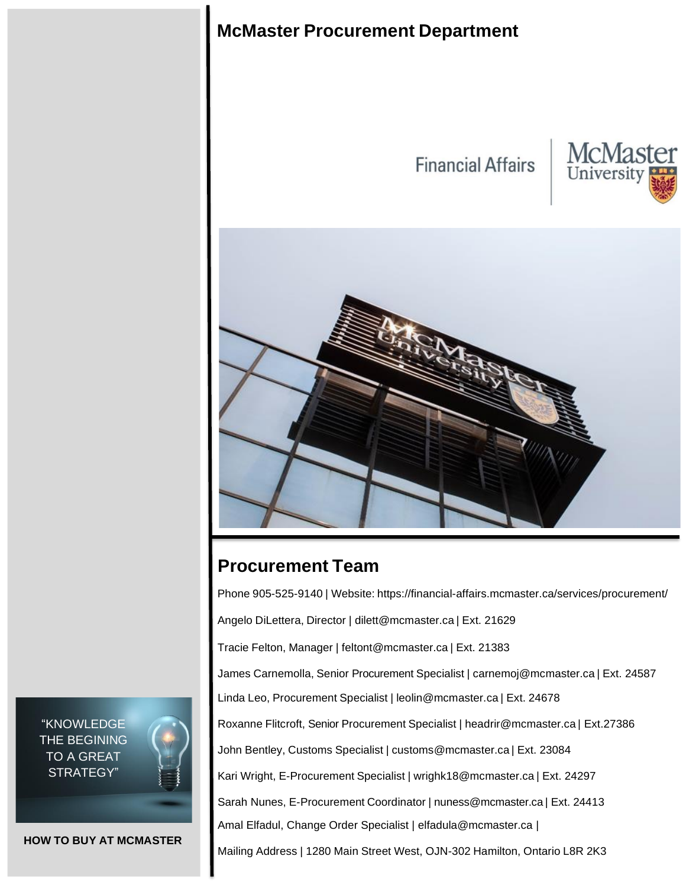# McMaster Procurement Department

Financial Affairs | McMaster University

## Procurement Team

Phone 905-525-9140 | Website: https://financial-affairs.mcmaster.ca/services/procurement/

Angelo DiLettera, Director | dilett@mcmaster.ca | Ext. 21629

Tracie Felton, Manager | feltont@mcmaster.ca | Ext. 21383

James Carnemolla, Senior Procurement Specialist | carnemoj@mcmaster.ca | Ext. 24587

Linda Leo, Procurement Specialist | leolin@mcmaster.ca | Ext. 24678

Roxanne Flitcroft, Senior Procurement Specialist | headrir@mcmaster.ca | Ext.27386

John Bentley, Customs Specialist | customs@mcmaster.ca | Ext. 23084

Kari Wright, E-Procurement Specialist | wrighk18@mcmaster.ca | Ext. 24297

Sarah Nunes, E-Procurement Coordinator | nuness@mcmaster.ca | Ext. 24413

Amal Elfadul, Change Order Specialist | elfadula@mcmaster.ca |

Mailing Address | 1280 Main Street West, OJN-302 Hamilton, Ontario L8R 2K3

"KNOWLEDGE THE BEGINING TO A GREAT STRATEGY"

**HOW TO BUY AT MCMASTER**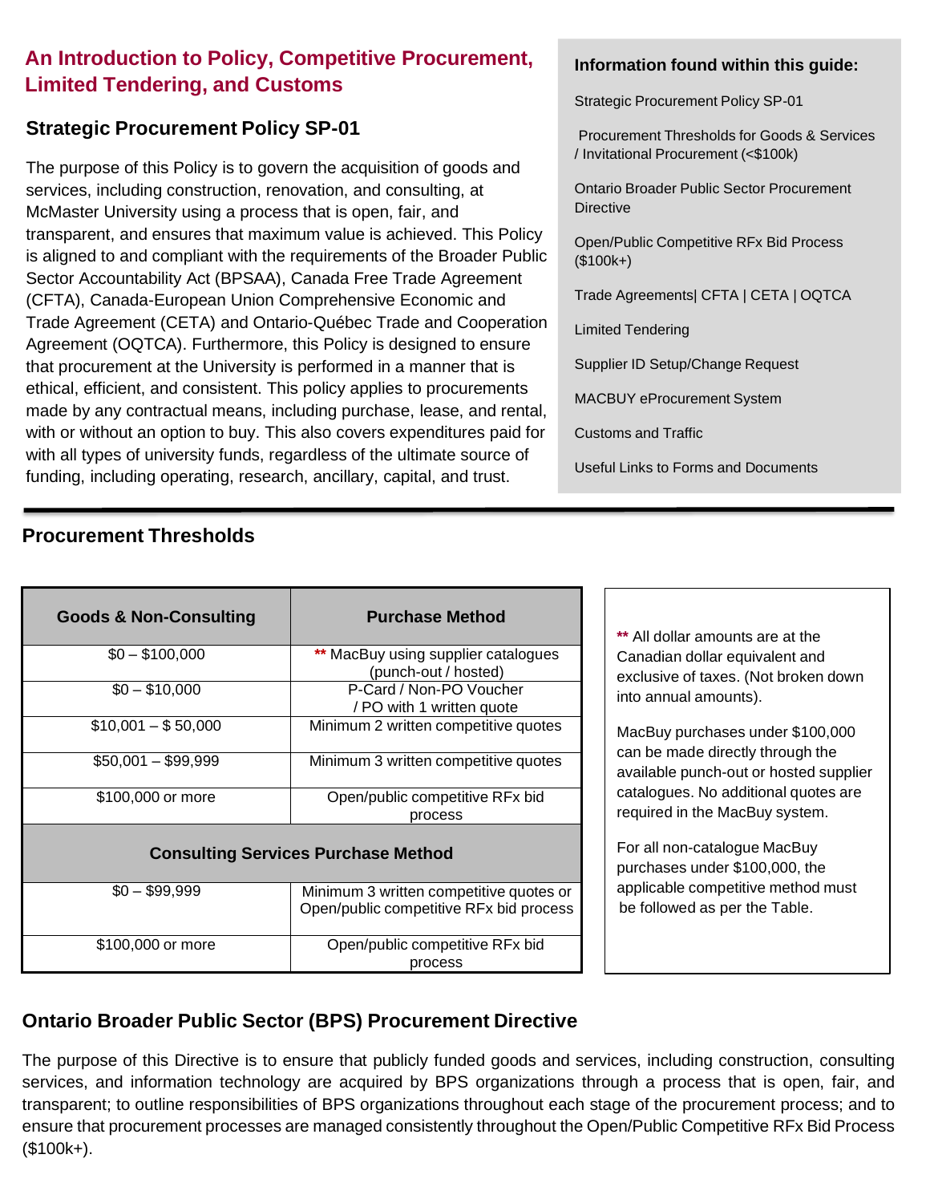## An Introduction to Policy, Competitive Procurement, Limited Tendering, and Customs

### Strategic Procurement Policy SP-01

The purpose of this Policy is to govern the acquisition of goods and services, including construction, renovation, and consulting, at McMaster University using a process that is open, fair, and transparent, and ensures that maximum value is achieved. This Policy is aligned to and compliant with the requirements of the Broader Public Sector Accountability Act (BPSAA), Canada Free Trade Agreement (CFTA), Canada-European Union Comprehensive Economic and Trade Agreement (CETA) and Ontario-Québec Trade and Cooperation Agreement (OQTCA). Furthermore, this Policy is designed to ensure that procurement at the University is performed in a manner that is ethical, efficient, and consistent. This policy applies to procurements made by any contractual means, including purchase, lease, and rental, with or without an option to buy. This also covers expenditures paid for with all types of university funds, regardless of the ultimate source of funding, including operating, research, ancillary, capital, and trust.

**Information found within this guide:**

- Strategic Procurement Policy SP-01
- Procurement Thresholds for Goods & Services / Invitational Procurement (<$100k)
- Ontario Broader Public Sector Procurement Directive
- Open/Public Competitive RFx Bid Process ($100k+)
- Trade Agreements| CFTA | CETA | OQTCA
- Limited Tendering
- Supplier ID Setup/Change Request
- MACBUY eProcurement System
- Customs and Traffic
- Useful Links to Forms and Documents

### Procurement Thresholds

| Goods & Non-Consulting | Purchase Method |
|---|---|
| $0 – $100,000 | ** MacBuy using supplier catalogues (punch-out / hosted) |
| $0 – $10,000 | P-Card / Non-PO Voucher / PO with 1 written quote |
| $10,001 – $ 50,000 | Minimum 2 written competitive quotes |
| $50,001 – $99,999 | Minimum 3 written competitive quotes |
| $100,000 or more | Open/public competitive RFx bid process |
| **Consulting Services Purchase Method** | |
| $0 – $99,999 | Minimum 3 written competitive quotes or Open/public competitive RFx bid process |
| $100,000 or more | Open/public competitive RFx bid process |

** All dollar amounts are at the Canadian dollar equivalent and exclusive of taxes. (Not broken down into annual amounts).

MacBuy purchases under $100,000 can be made directly through the available punch-out or hosted supplier catalogues. No additional quotes are required in the MacBuy system.

For all non-catalogue MacBuy purchases under $100,000, the applicable competitive method must be followed as per the Table.

### Ontario Broader Public Sector (BPS) Procurement Directive

The purpose of this Directive is to ensure that publicly funded goods and services, including construction, consulting services, and information technology are acquired by BPS organizations through a process that is open, fair, and transparent; to outline responsibilities of BPS organizations throughout each stage of the procurement process; and to ensure that procurement processes are managed consistently throughout the Open/Public Competitive RFx Bid Process ($100k+).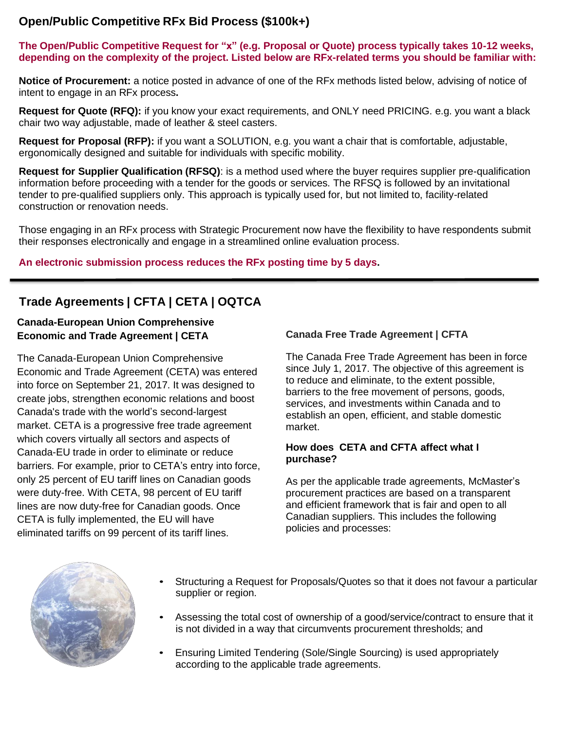## Open/Public Competitive RFx Bid Process ($100k+)

**The Open/Public Competitive Request for "x" (e.g. Proposal or Quote) process typically takes 10-12 weeks, depending on the complexity of the project. Listed below are RFx-related terms you should be familiar with:**

**Notice of Procurement:** a notice posted in advance of one of the RFx methods listed below, advising of notice of intent to engage in an RFx process**.**

**Request for Quote (RFQ):** if you know your exact requirements, and ONLY need PRICING. e.g. you want a black chair two way adjustable, made of leather & steel casters.

**Request for Proposal (RFP):** if you want a SOLUTION, e.g. you want a chair that is comfortable, adjustable, ergonomically designed and suitable for individuals with specific mobility.

**Request for Supplier Qualification (RFSQ)**: is a method used where the buyer requires supplier pre-qualification information before proceeding with a tender for the goods or services. The RFSQ is followed by an invitational tender to pre-qualified suppliers only. This approach is typically used for, but not limited to, facility-related construction or renovation needs.

Those engaging in an RFx process with Strategic Procurement now have the flexibility to have respondents submit their responses electronically and engage in a streamlined online evaluation process.

**An electronic submission process reduces the RFx posting time by 5 days.**

---

## Trade Agreements | CFTA | CETA | OQTCA

### Canada-European Union Comprehensive Economic and Trade Agreement | CETA

The Canada-European Union Comprehensive Economic and Trade Agreement (CETA) was entered into force on September 21, 2017. It was designed to create jobs, strengthen economic relations and boost Canada's trade with the world's second-largest market. CETA is a progressive free trade agreement which covers virtually all sectors and aspects of Canada-EU trade in order to eliminate or reduce barriers. For example, prior to CETA's entry into force, only 25 percent of EU tariff lines on Canadian goods were duty-free. With CETA, 98 percent of EU tariff lines are now duty-free for Canadian goods. Once CETA is fully implemented, the EU will have eliminated tariffs on 99 percent of its tariff lines.

### Canada Free Trade Agreement | CFTA

The Canada Free Trade Agreement has been in force since July 1, 2017. The objective of this agreement is to reduce and eliminate, to the extent possible, barriers to the free movement of persons, goods, services, and investments within Canada and to establish an open, efficient, and stable domestic market.

### How does CETA and CFTA affect what I purchase?

As per the applicable trade agreements, McMaster's procurement practices are based on a transparent and efficient framework that is fair and open to all Canadian suppliers. This includes the following policies and processes:

- Structuring a Request for Proposals/Quotes so that it does not favour a particular supplier or region.
- Assessing the total cost of ownership of a good/service/contract to ensure that it is not divided in a way that circumvents procurement thresholds; and
- Ensuring Limited Tendering (Sole/Single Sourcing) is used appropriately according to the applicable trade agreements.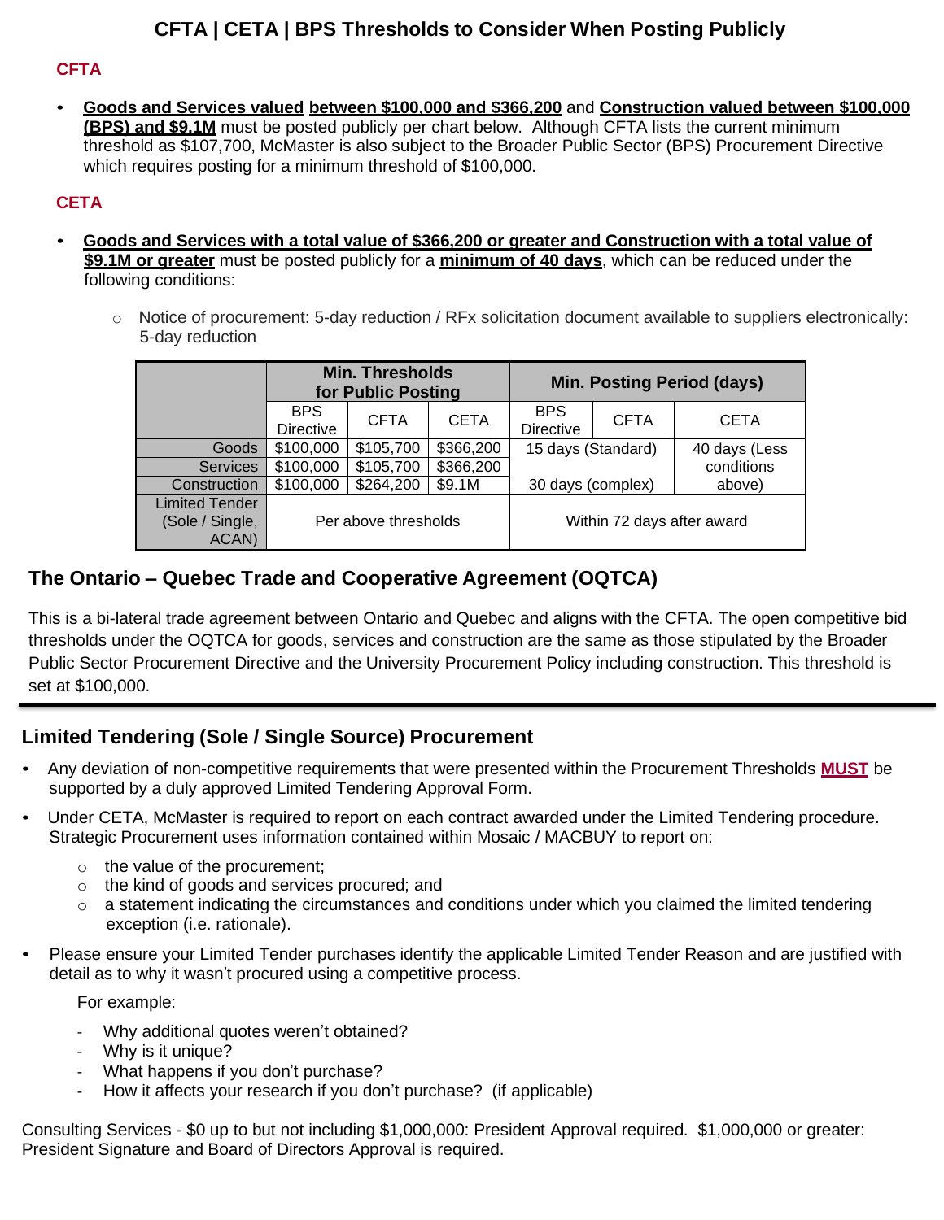# CFTA | CETA | BPS Thresholds to Consider When Posting Publicly

### CFTA

- **Goods and Services valued between $100,000 and $366,200** and **Construction valued between $100,000 (BPS) and $9.1M** must be posted publicly per chart below. Although CFTA lists the current minimum threshold as $107,700, McMaster is also subject to the Broader Public Sector (BPS) Procurement Directive which requires posting for a minimum threshold of $100,000.

### CETA

- **Goods and Services with a total value of $366,200 or greater and Construction with a total value of $9.1M or greater** must be posted publicly for a **minimum of 40 days**, which can be reduced under the following conditions:
  - Notice of procurement: 5-day reduction / RFx solicitation document available to suppliers electronically: 5-day reduction

| | Min. Thresholds for Public Posting | | | Min. Posting Period (days) | | |
|---|---|---|---|---|---|---|
| | BPS Directive | CFTA | CETA | BPS Directive | CFTA | CETA |
| Goods | $100,000 | $105,700 | $366,200 | 15 days (Standard) | | 40 days (Less conditions above) |
| Services | $100,000 | $105,700 | $366,200 | | | |
| Construction | $100,000 | $264,200 | $9.1M | 30 days (complex) | | |
| Limited Tender (Sole / Single, ACAN) | Per above thresholds | | | Within 72 days after award | | |

## The Ontario – Quebec Trade and Cooperative Agreement (OQTCA)

This is a bi-lateral trade agreement between Ontario and Quebec and aligns with the CFTA. The open competitive bid thresholds under the OQTCA for goods, services and construction are the same as those stipulated by the Broader Public Sector Procurement Directive and the University Procurement Policy including construction. This threshold is set at $100,000.

---

## Limited Tendering (Sole / Single Source) Procurement

- Any deviation of non-competitive requirements that were presented within the Procurement Thresholds **MUST** be supported by a duly approved Limited Tendering Approval Form.
- Under CETA, McMaster is required to report on each contract awarded under the Limited Tendering procedure. Strategic Procurement uses information contained within Mosaic / MACBUY to report on:
  - the value of the procurement;
  - the kind of goods and services procured; and
  - a statement indicating the circumstances and conditions under which you claimed the limited tendering exception (i.e. rationale).
- Please ensure your Limited Tender purchases identify the applicable Limited Tender Reason and are justified with detail as to why it wasn't procured using a competitive process.

  For example:

  - Why additional quotes weren't obtained?
  - Why is it unique?
  - What happens if you don't purchase?
  - How it affects your research if you don't purchase? (if applicable)

Consulting Services - $0 up to but not including $1,000,000: President Approval required. $1,000,000 or greater: President Signature and Board of Directors Approval is required.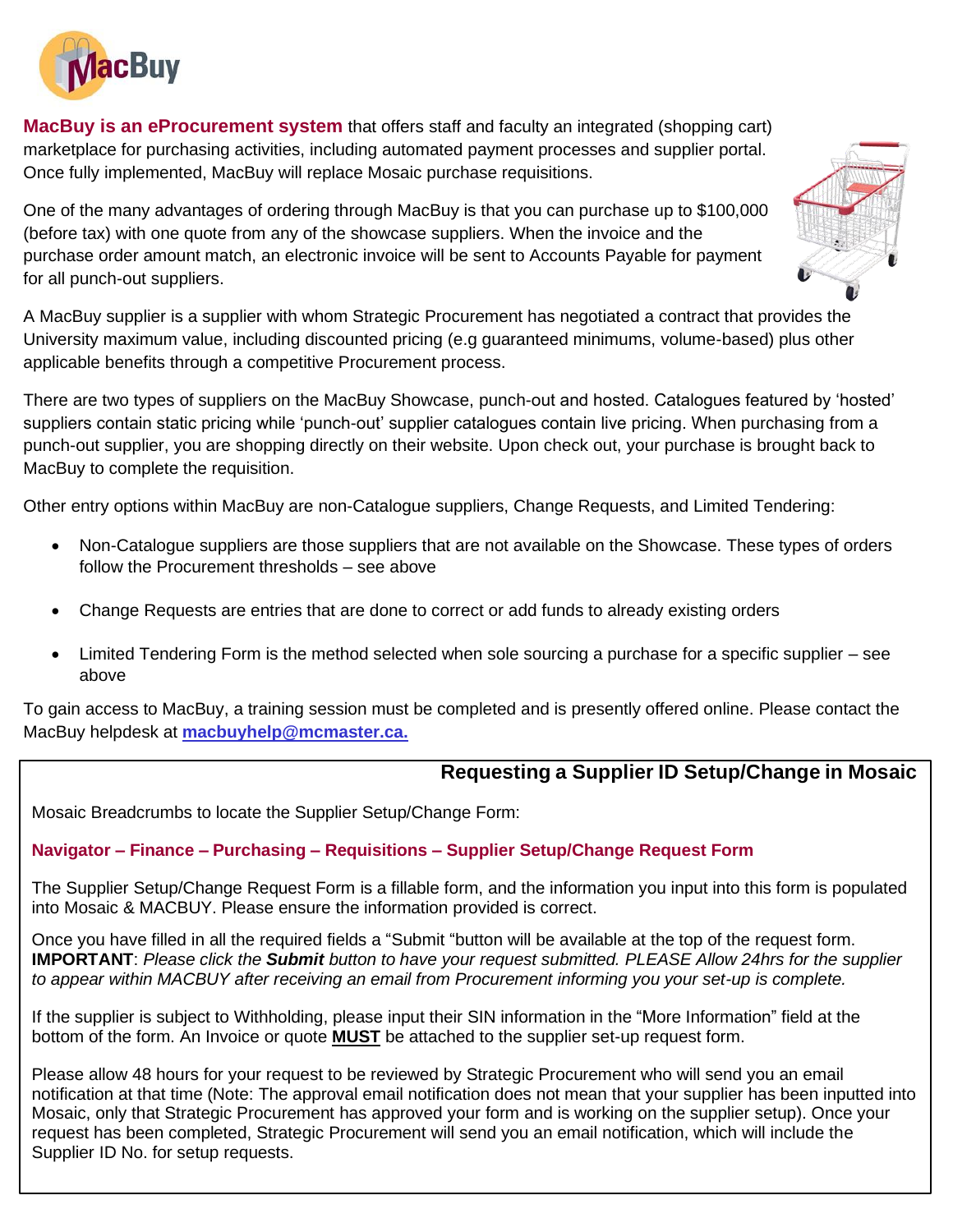**MacBuy is an eProcurement system** that offers staff and faculty an integrated (shopping cart) marketplace for purchasing activities, including automated payment processes and supplier portal. Once fully implemented, MacBuy will replace Mosaic purchase requisitions.

One of the many advantages of ordering through MacBuy is that you can purchase up to $100,000 (before tax) with one quote from any of the showcase suppliers. When the invoice and the purchase order amount match, an electronic invoice will be sent to Accounts Payable for payment for all punch-out suppliers.

A MacBuy supplier is a supplier with whom Strategic Procurement has negotiated a contract that provides the University maximum value, including discounted pricing (e.g guaranteed minimums, volume-based) plus other applicable benefits through a competitive Procurement process.

There are two types of suppliers on the MacBuy Showcase, punch-out and hosted. Catalogues featured by 'hosted' suppliers contain static pricing while 'punch-out' supplier catalogues contain live pricing. When purchasing from a punch-out supplier, you are shopping directly on their website. Upon check out, your purchase is brought back to MacBuy to complete the requisition.

Other entry options within MacBuy are non-Catalogue suppliers, Change Requests, and Limited Tendering:

- Non-Catalogue suppliers are those suppliers that are not available on the Showcase. These types of orders follow the Procurement thresholds – see above
- Change Requests are entries that are done to correct or add funds to already existing orders
- Limited Tendering Form is the method selected when sole sourcing a purchase for a specific supplier – see above

To gain access to MacBuy, a training session must be completed and is presently offered online. Please contact the MacBuy helpdesk at **macbuyhelp@mcmaster.ca.**

## Requesting a Supplier ID Setup/Change in Mosaic

Mosaic Breadcrumbs to locate the Supplier Setup/Change Form:

**Navigator – Finance – Purchasing – Requisitions – Supplier Setup/Change Request Form**

The Supplier Setup/Change Request Form is a fillable form, and the information you input into this form is populated into Mosaic & MACBUY. Please ensure the information provided is correct.

Once you have filled in all the required fields a "Submit "button will be available at the top of the request form. **IMPORTANT**: *Please click the **Submit** button to have your request submitted. PLEASE Allow 24hrs for the supplier to appear within MACBUY after receiving an email from Procurement informing you your set-up is complete.*

If the supplier is subject to Withholding, please input their SIN information in the "More Information" field at the bottom of the form. An Invoice or quote **MUST** be attached to the supplier set-up request form.

Please allow 48 hours for your request to be reviewed by Strategic Procurement who will send you an email notification at that time (Note: The approval email notification does not mean that your supplier has been inputted into Mosaic, only that Strategic Procurement has approved your form and is working on the supplier setup). Once your request has been completed, Strategic Procurement will send you an email notification, which will include the Supplier ID No. for setup requests.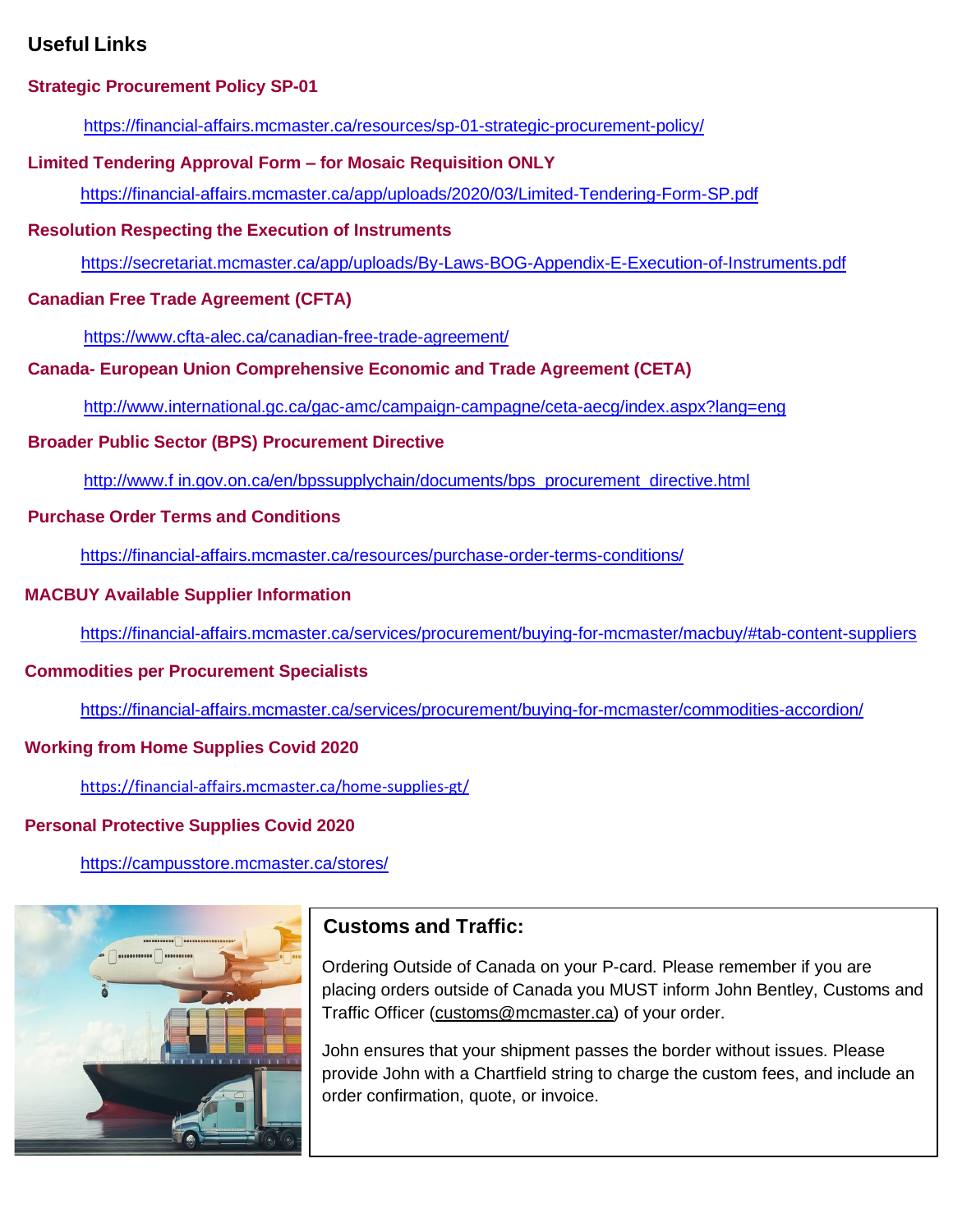## Useful Links

**Strategic Procurement Policy SP-01**

https://financial-affairs.mcmaster.ca/resources/sp-01-strategic-procurement-policy/

**Limited Tendering Approval Form – for Mosaic Requisition ONLY**

https://financial-affairs.mcmaster.ca/app/uploads/2020/03/Limited-Tendering-Form-SP.pdf

**Resolution Respecting the Execution of Instruments**

https://secretariat.mcmaster.ca/app/uploads/By-Laws-BOG-Appendix-E-Execution-of-Instruments.pdf

**Canadian Free Trade Agreement (CFTA)**

https://www.cfta-alec.ca/canadian-free-trade-agreement/

**Canada- European Union Comprehensive Economic and Trade Agreement (CETA)**

http://www.international.gc.ca/gac-amc/campaign-campagne/ceta-aecg/index.aspx?lang=eng

**Broader Public Sector (BPS) Procurement Directive**

http://www.f in.gov.on.ca/en/bpssupplychain/documents/bps_procurement_directive.html

**Purchase Order Terms and Conditions**

https://financial-affairs.mcmaster.ca/resources/purchase-order-terms-conditions/

**MACBUY Available Supplier Information**

https://financial-affairs.mcmaster.ca/services/procurement/buying-for-mcmaster/macbuy/#tab-content-suppliers

**Commodities per Procurement Specialists**

https://financial-affairs.mcmaster.ca/services/procurement/buying-for-mcmaster/commodities-accordion/

**Working from Home Supplies Covid 2020**

https://financial-affairs.mcmaster.ca/home-supplies-gt/

**Personal Protective Supplies Covid 2020**

https://campusstore.mcmaster.ca/stores/

### Customs and Traffic:

Ordering Outside of Canada on your P-card. Please remember if you are placing orders outside of Canada you MUST inform John Bentley, Customs and Traffic Officer (customs@mcmaster.ca) of your order.

John ensures that your shipment passes the border without issues. Please provide John with a Chartfield string to charge the custom fees, and include an order confirmation, quote, or invoice.